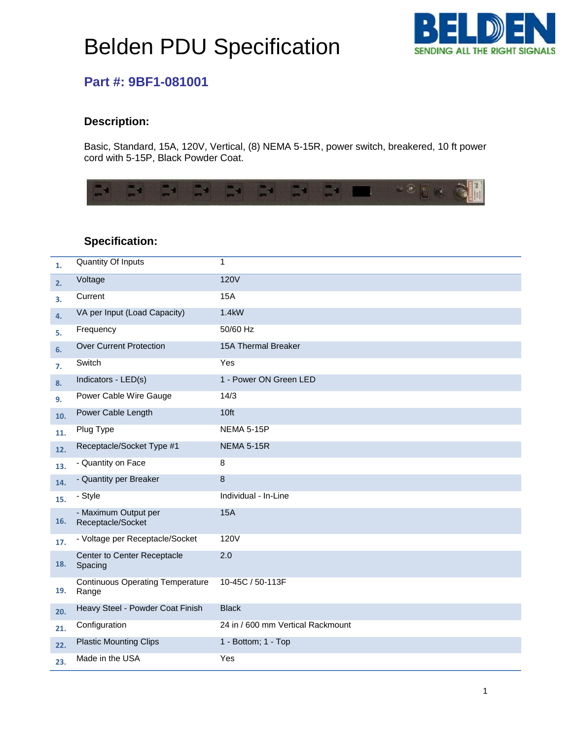# Belden PDU Specification

## Part #: 9BF1-081001

### Description:

Basic, Standard, 15A, 120V, Vertical, (8) NEMA 5-15R, power switch, breakered, 10 ft power cord with 5-15P, Black Powder Coat.

### Specification:

| | | |
|---|---|---|
| 1. | Quantity Of Inputs | 1 |
| 2. | Voltage | 120V |
| 3. | Current | 15A |
| 4. | VA per Input (Load Capacity) | 1.4kW |
| 5. | Frequency | 50/60 Hz |
| 6. | Over Current Protection | 15A Thermal Breaker |
| 7. | Switch | Yes |
| 8. | Indicators - LED(s) | 1 - Power ON Green LED |
| 9. | Power Cable Wire Gauge | 14/3 |
| 10. | Power Cable Length | 10ft |
| 11. | Plug Type | NEMA 5-15P |
| 12. | Receptacle/Socket Type #1 | NEMA 5-15R |
| 13. | - Quantity on Face | 8 |
| 14. | - Quantity per Breaker | 8 |
| 15. | - Style | Individual - In-Line |
| 16. | - Maximum Output per Receptacle/Socket | 15A |
| 17. | - Voltage per Receptacle/Socket | 120V |
| 18. | Center to Center Receptacle Spacing | 2.0 |
| 19. | Continuous Operating Temperature Range | 10-45C / 50-113F |
| 20. | Heavy Steel - Powder Coat Finish | Black |
| 21. | Configuration | 24 in / 600 mm Vertical Rackmount |
| 22. | Plastic Mounting Clips | 1 - Bottom; 1 - Top |
| 23. | Made in the USA | Yes |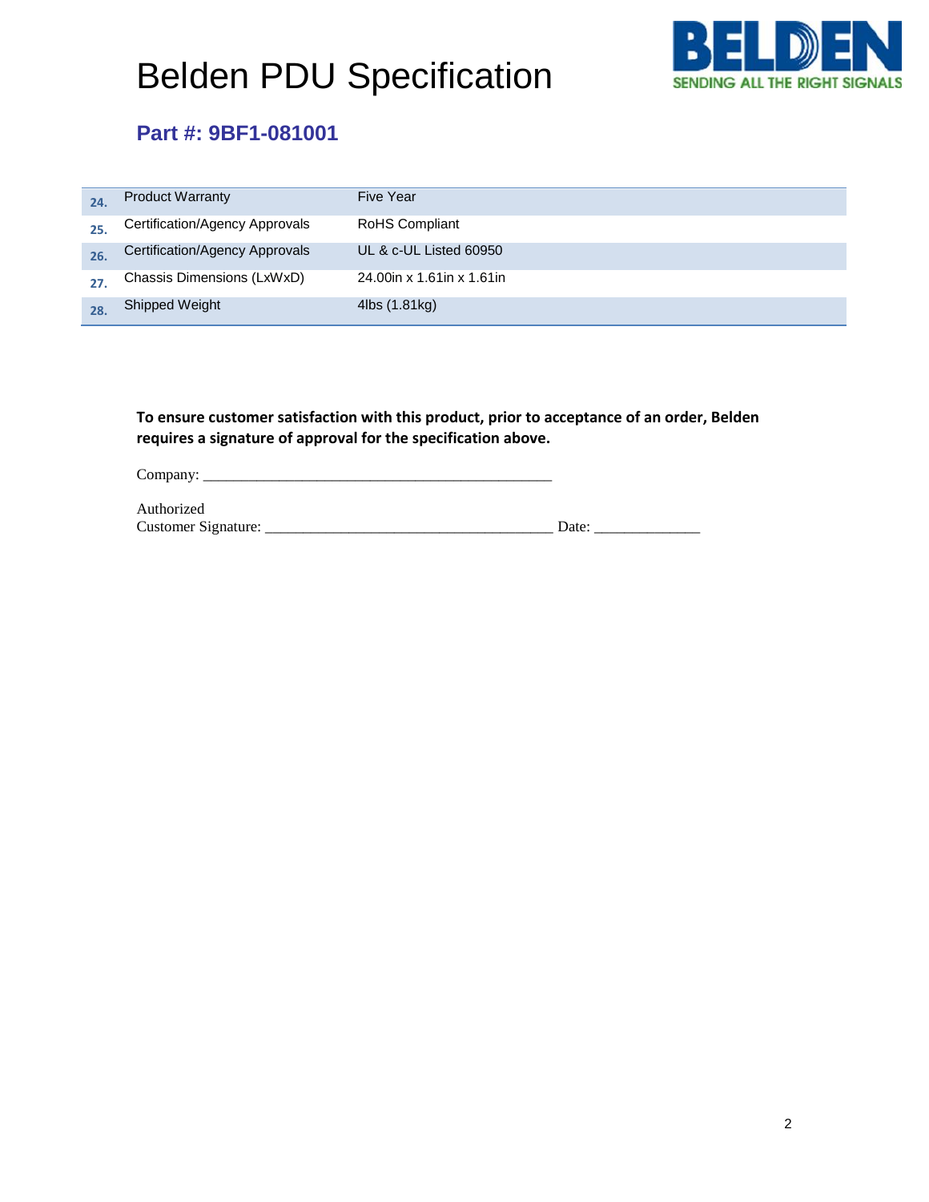# Belden PDU Specification

## Part #: 9BF1-081001

| | | |
|---|---|---|
| 24. | Product Warranty | Five Year |
| 25. | Certification/Agency Approvals | RoHS Compliant |
| 26. | Certification/Agency Approvals | UL & c-UL Listed 60950 |
| 27. | Chassis Dimensions (LxWxD) | 24.00in x 1.61in x 1.61in |
| 28. | Shipped Weight | 4lbs (1.81kg) |

**To ensure customer satisfaction with this product, prior to acceptance of an order, Belden requires a signature of approval for the specification above.**

Company: ________________________________________________

Authorized
Customer Signature: ________________________________________ Date: ______________